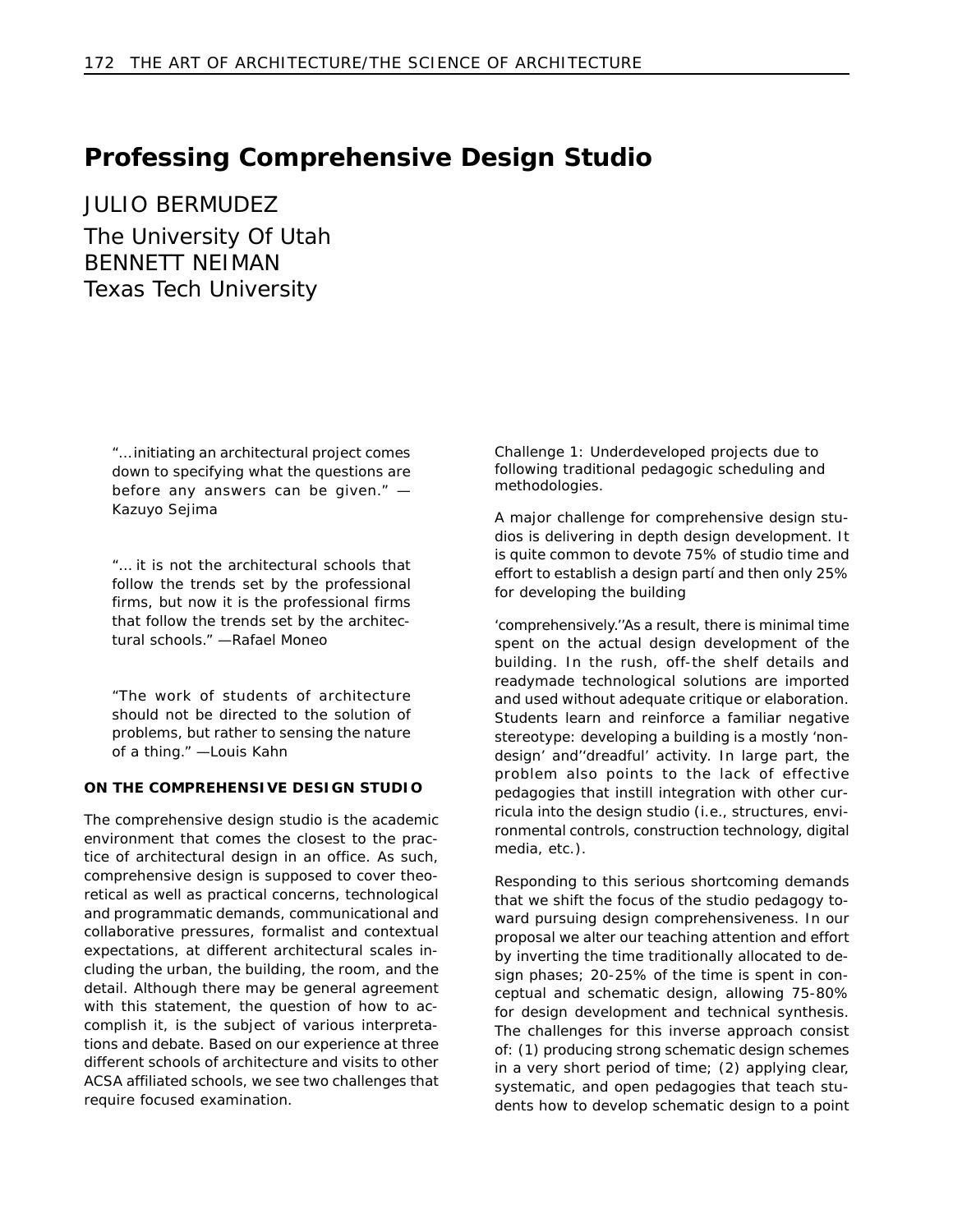# Professing Comprehensive Design Studio

JULIO BERMUDEZ
The University Of Utah
BENNETT NEIMAN
Texas Tech University

"... initiating an architectural project comes down to specifying what the questions are before any answers can be given." —Kazuyo Sejima

"... it is not the architectural schools that follow the trends set by the professional firms, but now it is the professional firms that follow the trends set by the architectural schools." —Rafael Moneo

"The work of students of architecture should not be directed to the solution of problems, but rather to sensing the nature of a thing." —Louis Kahn

## ON THE COMPREHENSIVE DESIGN STUDIO

The comprehensive design studio is the academic environment that comes the closest to the practice of architectural design in an office. As such, comprehensive design is supposed to cover theoretical as well as practical concerns, technological and programmatic demands, communicational and collaborative pressures, formalist and contextual expectations, at different architectural scales including the urban, the building, the room, and the detail. Although there may be general agreement with this statement, the question of how to accomplish it, is the subject of various interpretations and debate. Based on our experience at three different schools of architecture and visits to other ACSA affiliated schools, we see two challenges that require focused examination.

Challenge 1: Underdeveloped projects due to following traditional pedagogic scheduling and methodologies.

A major challenge for comprehensive design studios is delivering in depth design development. It is quite common to devote 75% of studio time and effort to establish a design partí and then only 25% for developing the building

'comprehensively.''As a result, there is minimal time spent on the actual design development of the building. In the rush, off-the shelf details and readymade technological solutions are imported and used without adequate critique or elaboration. Students learn and reinforce a familiar negative stereotype: developing a building is a mostly 'non-design' and''dreadful' activity. In large part, the problem also points to the lack of effective pedagogies that instill integration with other curricula into the design studio (i.e., structures, environmental controls, construction technology, digital media, etc.).

Responding to this serious shortcoming demands that we shift the focus of the studio pedagogy toward pursuing design comprehensiveness. In our proposal we alter our teaching attention and effort by inverting the time traditionally allocated to design phases; 20-25% of the time is spent in conceptual and schematic design, allowing 75-80% for design development and technical synthesis. The challenges for this inverse approach consist of: (1) producing strong schematic design schemes in a very short period of time; (2) applying clear, systematic, and open pedagogies that teach students how to develop schematic design to a point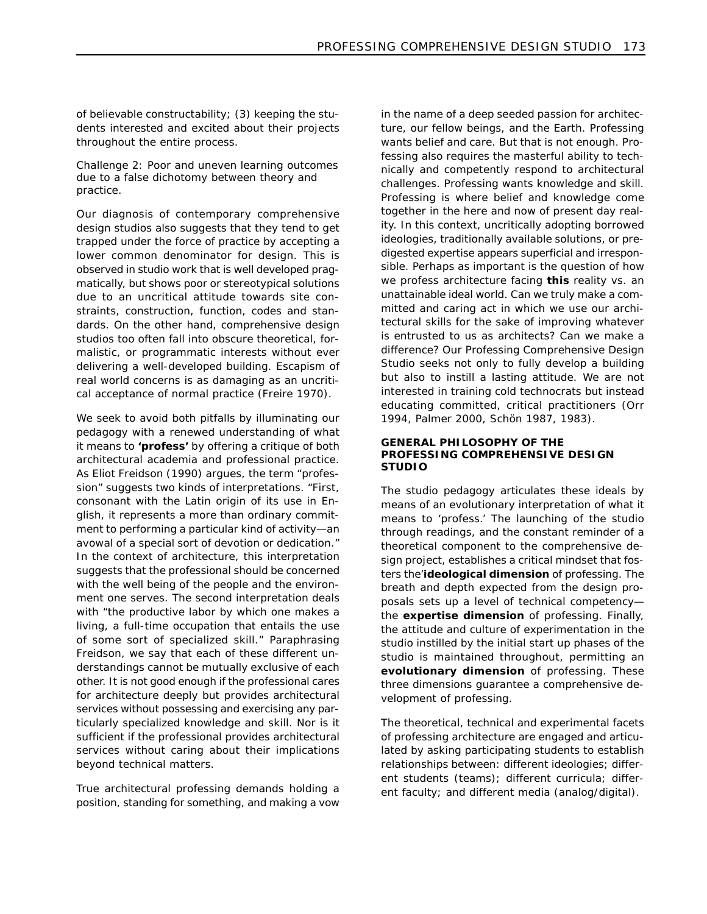of believable constructability; (3) keeping the students interested and excited about their projects throughout the entire process.

Challenge 2: Poor and uneven learning outcomes due to a false dichotomy between theory and practice.

Our diagnosis of contemporary comprehensive design studios also suggests that they tend to get trapped under the force of practice by accepting a lower common denominator for design. This is observed in studio work that is well developed pragmatically, but shows poor or stereotypical solutions due to an uncritical attitude towards site constraints, construction, function, codes and standards. On the other hand, comprehensive design studios too often fall into obscure theoretical, formalistic, or programmatic interests without ever delivering a well-developed building. Escapism of real world concerns is as damaging as an uncritical acceptance of normal practice (Freire 1970).

We seek to avoid both pitfalls by illuminating our pedagogy with a renewed understanding of what it means to **'profess'** by offering a critique of both architectural academia and professional practice. As Eliot Freidson (1990) argues, the term "profession" suggests two kinds of interpretations. "First, consonant with the Latin origin of its use in English, it represents a more than ordinary commitment to performing a particular kind of activity—an avowal of a special sort of devotion or dedication." In the context of architecture, this interpretation suggests that the professional should be concerned with the well being of the people and the environment one serves. The second interpretation deals with "the productive labor by which one makes a living, a full-time occupation that entails the use of some sort of specialized skill." Paraphrasing Freidson, we say that each of these different understandings cannot be mutually exclusive of each other. It is not good enough if the professional cares for architecture deeply but provides architectural services without possessing and exercising any particularly specialized knowledge and skill. Nor is it sufficient if the professional provides architectural services without caring about their implications beyond technical matters.

True architectural professing demands holding a position, standing for something, and making a vow in the name of a deep seeded passion for architecture, our fellow beings, and the Earth. Professing wants belief and care. But that is not enough. Professing also requires the masterful ability to technically and competently respond to architectural challenges. Professing wants knowledge and skill. Professing is where belief and knowledge come together in the here and now of present day reality. In this context, uncritically adopting borrowed ideologies, traditionally available solutions, or predigested expertise appears superficial and irresponsible. Perhaps as important is the question of how we profess architecture facing **this** reality vs. an unattainable ideal world. Can we truly make a committed and caring act in which we use our architectural skills for the sake of improving whatever is entrusted to us as architects? Can we make a difference? Our Professing Comprehensive Design Studio seeks not only to fully develop a building but also to instill a lasting attitude. We are not interested in training cold technocrats but instead educating committed, critical practitioners (Orr 1994, Palmer 2000, Schön 1987, 1983).

## GENERAL PHILOSOPHY OF THE PROFESSING COMPREHENSIVE DESIGN STUDIO

The studio pedagogy articulates these ideals by means of an evolutionary interpretation of what it means to 'profess.' The launching of the studio through readings, and the constant reminder of a theoretical component to the comprehensive design project, establishes a critical mindset that fosters the'**ideological dimension** of professing. The breath and depth expected from the design proposals sets up a level of technical competency—the **expertise dimension** of professing. Finally, the attitude and culture of experimentation in the studio instilled by the initial start up phases of the studio is maintained throughout, permitting an **evolutionary dimension** of professing. These three dimensions guarantee a comprehensive development of professing.

The theoretical, technical and experimental facets of professing architecture are engaged and articulated by asking participating students to establish relationships between: different ideologies; different students (teams); different curricula; different faculty; and different media (analog/digital).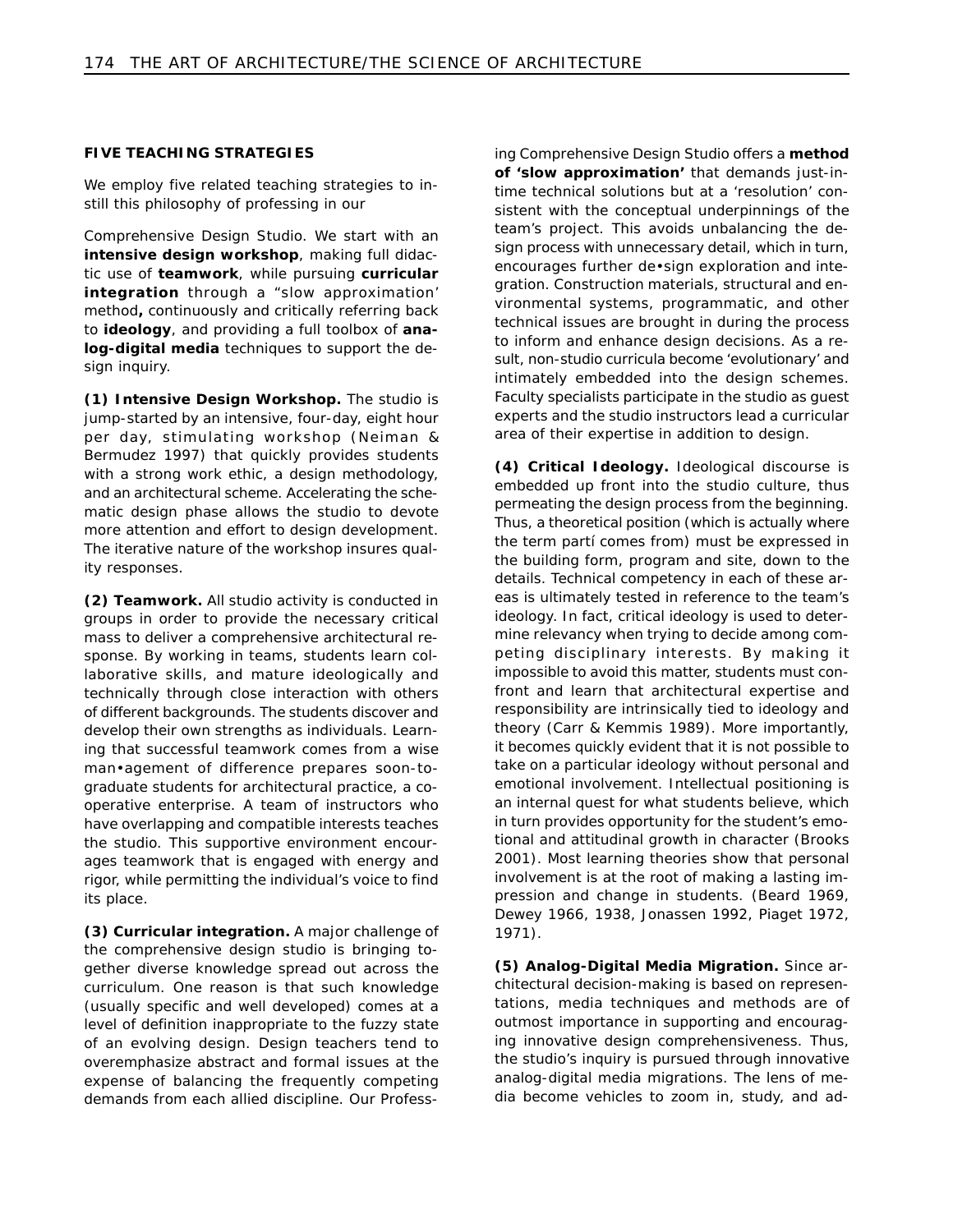## FIVE TEACHING STRATEGIES

We employ five related teaching strategies to instill this philosophy of professing in our

Comprehensive Design Studio. We start with an **intensive design workshop**, making full didactic use of **teamwork**, while pursuing **curricular integration** through a "slow approximation' method**,** continuously and critically referring back to **ideology**, and providing a full toolbox of **analog-digital media** techniques to support the design inquiry.

**(1) Intensive Design Workshop.** The studio is jump-started by an intensive, four-day, eight hour per day, stimulating workshop (Neiman & Bermudez 1997) that quickly provides students with a strong work ethic, a design methodology, and an architectural scheme. Accelerating the schematic design phase allows the studio to devote more attention and effort to design development. The iterative nature of the workshop insures quality responses.

**(2) Teamwork.** All studio activity is conducted in groups in order to provide the necessary critical mass to deliver a comprehensive architectural response. By working in teams, students learn collaborative skills, and mature ideologically and technically through close interaction with others of different backgrounds. The students discover and develop their own strengths as individuals. Learning that successful teamwork comes from a wise man•agement of difference prepares soon-to-graduate students for architectural practice, a cooperative enterprise. A team of instructors who have overlapping and compatible interests teaches the studio. This supportive environment encourages teamwork that is engaged with energy and rigor, while permitting the individual's voice to find its place.

**(3) Curricular integration.** A major challenge of the comprehensive design studio is bringing together diverse knowledge spread out across the curriculum. One reason is that such knowledge (usually specific and well developed) comes at a level of definition inappropriate to the fuzzy state of an evolving design. Design teachers tend to overemphasize abstract and formal issues at the expense of balancing the frequently competing demands from each allied discipline. Our Professing Comprehensive Design Studio offers a **method of 'slow approximation'** that demands just-in-time technical solutions but at a 'resolution' consistent with the conceptual underpinnings of the team's project. This avoids unbalancing the design process with unnecessary detail, which in turn, encourages further de•sign exploration and integration. Construction materials, structural and environmental systems, programmatic, and other technical issues are brought in during the process to inform and enhance design decisions. As a result, non-studio curricula become 'evolutionary' and intimately embedded into the design schemes. Faculty specialists participate in the studio as guest experts and the studio instructors lead a curricular area of their expertise in addition to design.

**(4) Critical Ideology.** Ideological discourse is embedded up front into the studio culture, thus permeating the design process from the beginning. Thus, a theoretical position (which is actually where the term partí comes from) must be expressed in the building form, program and site, down to the details. Technical competency in each of these areas is ultimately tested in reference to the team's ideology. In fact, critical ideology is used to determine relevancy when trying to decide among competing disciplinary interests. By making it impossible to avoid this matter, students must confront and learn that architectural expertise and responsibility are intrinsically tied to ideology and theory (Carr & Kemmis 1989). More importantly, it becomes quickly evident that it is not possible to take on a particular ideology without personal and emotional involvement. Intellectual positioning is an internal quest for what students believe, which in turn provides opportunity for the student's emotional and attitudinal growth in character (Brooks 2001). Most learning theories show that personal involvement is at the root of making a lasting impression and change in students. (Beard 1969, Dewey 1966, 1938, Jonassen 1992, Piaget 1972, 1971).

**(5) Analog-Digital Media Migration.** Since architectural decision-making is based on representations, media techniques and methods are of outmost importance in supporting and encouraging innovative design comprehensiveness. Thus, the studio's inquiry is pursued through innovative analog-digital media migrations. The lens of media become vehicles to zoom in, study, and ad-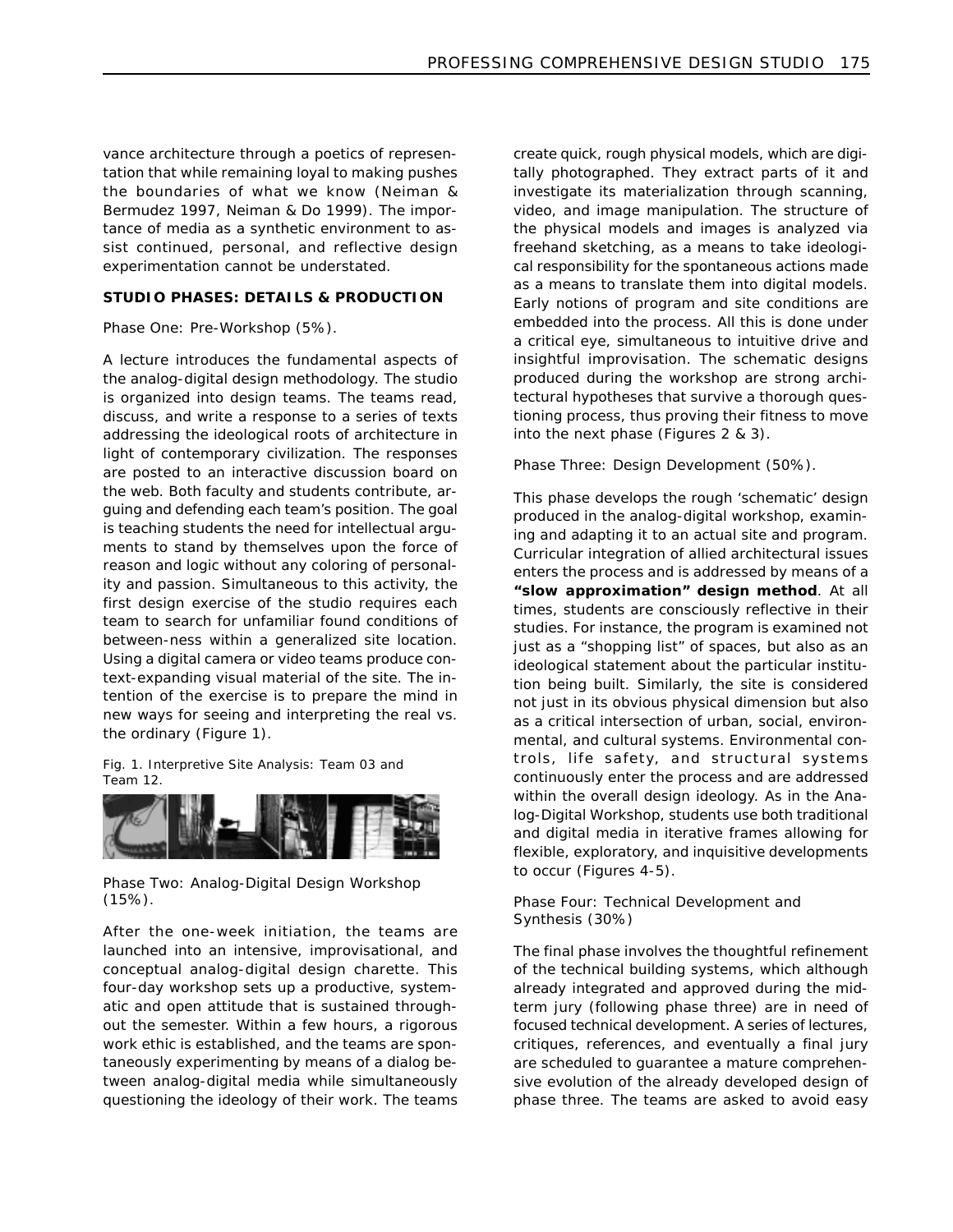vance architecture through a poetics of representation that while remaining loyal to making pushes the boundaries of what we know (Neiman & Bermudez 1997, Neiman & Do 1999). The importance of media as a synthetic environment to assist continued, personal, and reflective design experimentation cannot be understated.

## STUDIO PHASES: DETAILS & PRODUCTION

Phase One: Pre-Workshop (5%).

A lecture introduces the fundamental aspects of the analog-digital design methodology. The studio is organized into design teams. The teams read, discuss, and write a response to a series of texts addressing the ideological roots of architecture in light of contemporary civilization. The responses are posted to an interactive discussion board on the web. Both faculty and students contribute, arguing and defending each team's position. The goal is teaching students the need for intellectual arguments to stand by themselves upon the force of reason and logic without any coloring of personality and passion. Simultaneous to this activity, the first design exercise of the studio requires each team to search for unfamiliar found conditions of between-ness within a generalized site location. Using a digital camera or video teams produce context-expanding visual material of the site. The intention of the exercise is to prepare the mind in new ways for seeing and interpreting the real vs. the ordinary (Figure 1).

Fig. 1. Interpretive Site Analysis: Team 03 and Team 12.

Phase Two: Analog-Digital Design Workshop (15%).

After the one-week initiation, the teams are launched into an intensive, improvisational, and conceptual analog-digital design charette. This four-day workshop sets up a productive, systematic and open attitude that is sustained throughout the semester. Within a few hours, a rigorous work ethic is established, and the teams are spontaneously experimenting by means of a dialog between analog-digital media while simultaneously questioning the ideology of their work. The teams create quick, rough physical models, which are digitally photographed. They extract parts of it and investigate its materialization through scanning, video, and image manipulation. The structure of the physical models and images is analyzed via freehand sketching, as a means to take ideological responsibility for the spontaneous actions made as a means to translate them into digital models. Early notions of program and site conditions are embedded into the process. All this is done under a critical eye, simultaneous to intuitive drive and insightful improvisation. The schematic designs produced during the workshop are strong architectural hypotheses that survive a thorough questioning process, thus proving their fitness to move into the next phase (Figures 2 & 3).

Phase Three: Design Development (50%).

This phase develops the rough 'schematic' design produced in the analog-digital workshop, examining and adapting it to an actual site and program. Curricular integration of allied architectural issues enters the process and is addressed by means of a **"slow approximation" design method**. At all times, students are consciously reflective in their studies. For instance, the program is examined not just as a "shopping list" of spaces, but also as an ideological statement about the particular institution being built. Similarly, the site is considered not just in its obvious physical dimension but also as a critical intersection of urban, social, environmental, and cultural systems. Environmental controls, life safety, and structural systems continuously enter the process and are addressed within the overall design ideology. As in the Analog-Digital Workshop, students use both traditional and digital media in iterative frames allowing for flexible, exploratory, and inquisitive developments to occur (Figures 4-5).

Phase Four: Technical Development and Synthesis (30%)

The final phase involves the thoughtful refinement of the technical building systems, which although already integrated and approved during the mid-term jury (following phase three) are in need of focused technical development. A series of lectures, critiques, references, and eventually a final jury are scheduled to guarantee a mature comprehensive evolution of the already developed design of phase three. The teams are asked to avoid easy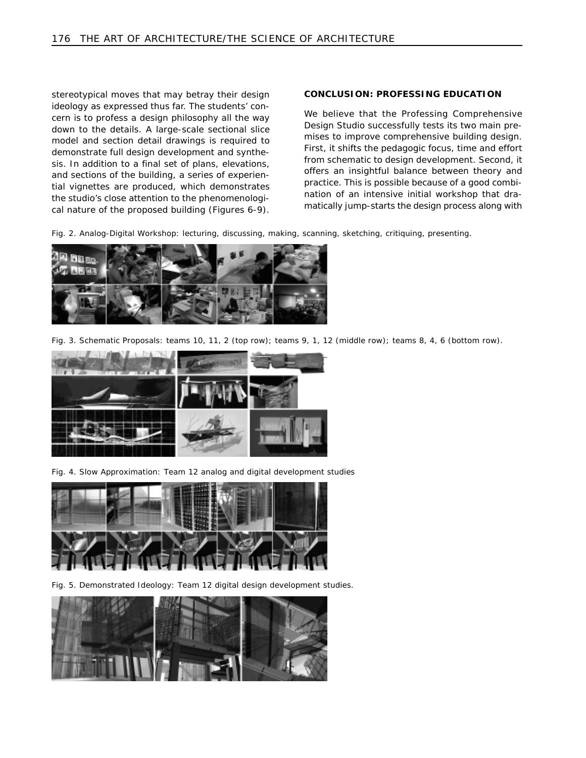stereotypical moves that may betray their design ideology as expressed thus far. The students' concern is to profess a design philosophy all the way down to the details. A large-scale sectional slice model and section detail drawings is required to demonstrate full design development and synthesis. In addition to a final set of plans, elevations, and sections of the building, a series of experiential vignettes are produced, which demonstrates the studio's close attention to the phenomenological nature of the proposed building (Figures 6-9).

## CONCLUSION: PROFESSING EDUCATION

We believe that the Professing Comprehensive Design Studio successfully tests its two main premises to improve comprehensive building design. First, it shifts the pedagogic focus, time and effort from schematic to design development. Second, it offers an insightful balance between theory and practice. This is possible because of a good combination of an intensive initial workshop that dramatically jump-starts the design process along with

Fig. 2. Analog-Digital Workshop: lecturing, discussing, making, scanning, sketching, critiquing, presenting.

Fig. 3. Schematic Proposals: teams 10, 11, 2 (top row); teams 9, 1, 12 (middle row); teams 8, 4, 6 (bottom row).

Fig. 4. Slow Approximation: Team 12 analog and digital development studies

Fig. 5. Demonstrated Ideology: Team 12 digital design development studies.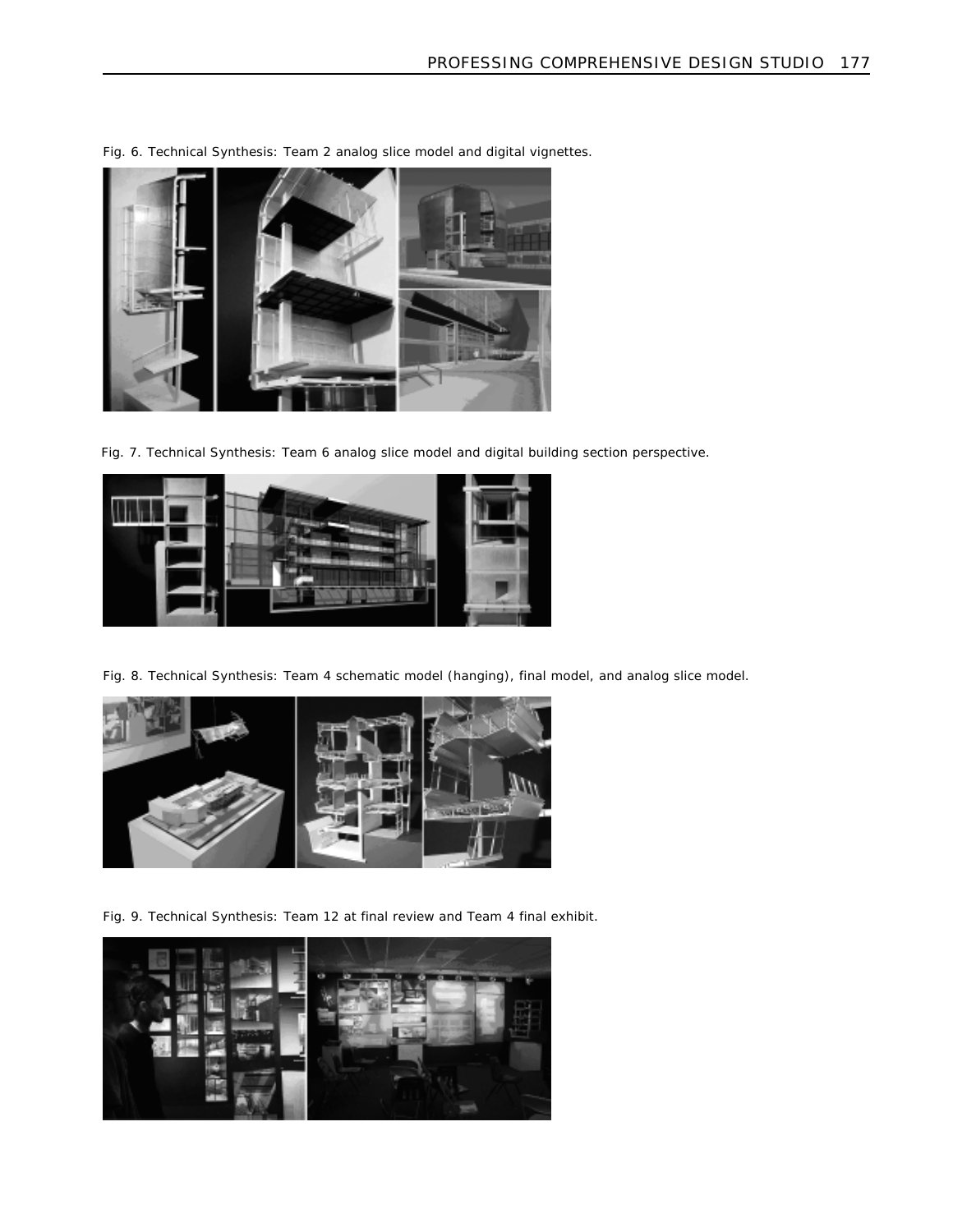Fig. 6. Technical Synthesis: Team 2 analog slice model and digital vignettes.

Fig. 7. Technical Synthesis: Team 6 analog slice model and digital building section perspective.

Fig. 8. Technical Synthesis: Team 4 schematic model (hanging), final model, and analog slice model.

Fig. 9. Technical Synthesis: Team 12 at final review and Team 4 final exhibit.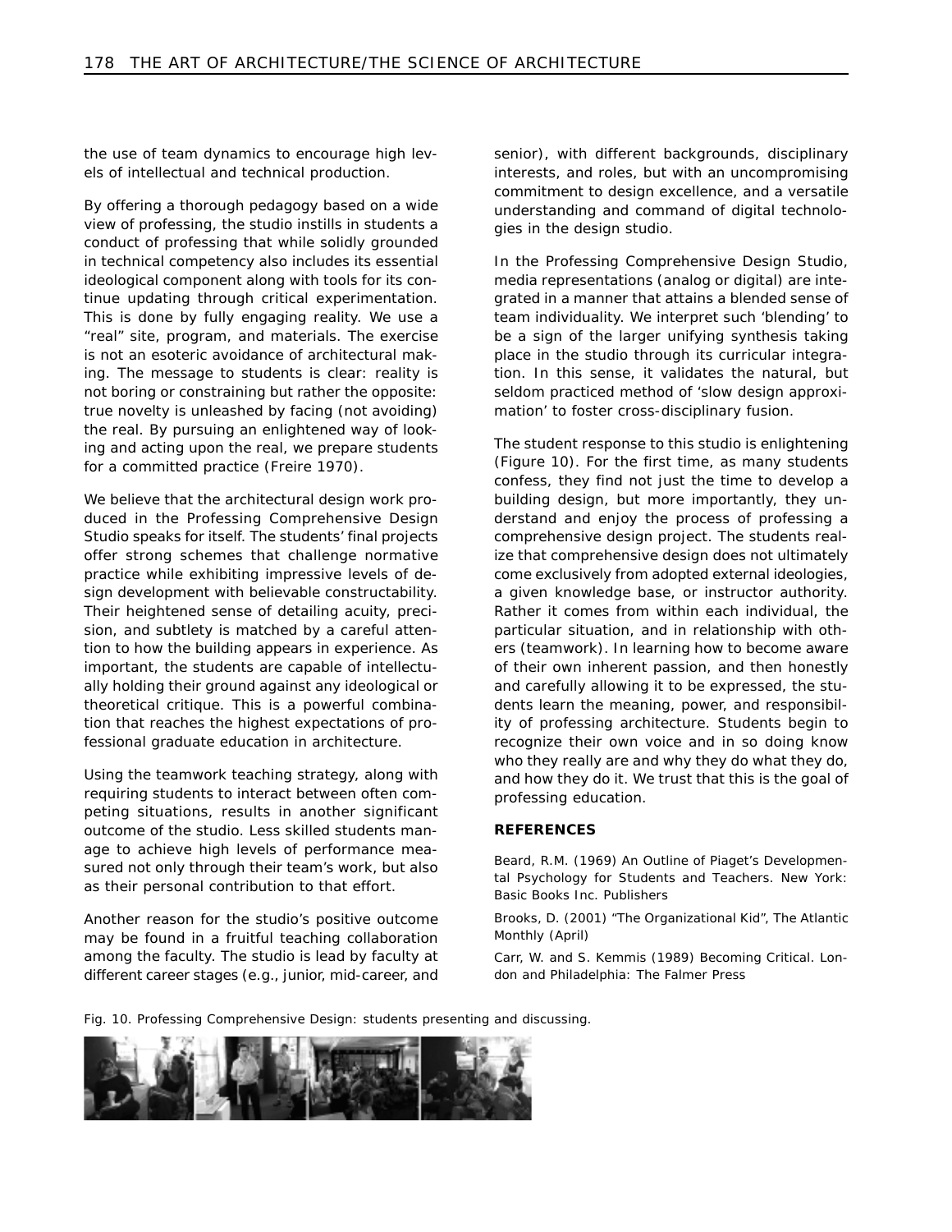the use of team dynamics to encourage high levels of intellectual and technical production.

By offering a thorough pedagogy based on a wide view of professing, the studio instills in students a conduct of professing that while solidly grounded in technical competency also includes its essential ideological component along with tools for its continue updating through critical experimentation. This is done by fully engaging reality. We use a "real" site, program, and materials. The exercise is not an esoteric avoidance of architectural making. The message to students is clear: reality is not boring or constraining but rather the opposite: true novelty is unleashed by facing (not avoiding) the real. By pursuing an enlightened way of looking and acting upon the real, we prepare students for a committed practice (Freire 1970).

We believe that the architectural design work produced in the Professing Comprehensive Design Studio speaks for itself. The students' final projects offer strong schemes that challenge normative practice while exhibiting impressive levels of design development with believable constructability. Their heightened sense of detailing acuity, precision, and subtlety is matched by a careful attention to how the building appears in experience. As important, the students are capable of intellectually holding their ground against any ideological or theoretical critique. This is a powerful combination that reaches the highest expectations of professional graduate education in architecture.

Using the teamwork teaching strategy, along with requiring students to interact between often competing situations, results in another significant outcome of the studio. Less skilled students manage to achieve high levels of performance measured not only through their team's work, but also as their personal contribution to that effort.

Another reason for the studio's positive outcome may be found in a fruitful teaching collaboration among the faculty. The studio is lead by faculty at different career stages (e.g., junior, mid-career, and senior), with different backgrounds, disciplinary interests, and roles, but with an uncompromising commitment to design excellence, and a versatile understanding and command of digital technologies in the design studio.

In the Professing Comprehensive Design Studio, media representations (analog or digital) are integrated in a manner that attains a blended sense of team individuality. We interpret such 'blending' to be a sign of the larger unifying synthesis taking place in the studio through its curricular integration. In this sense, it validates the natural, but seldom practiced method of 'slow design approximation' to foster cross-disciplinary fusion.

The student response to this studio is enlightening (Figure 10). For the first time, as many students confess, they find not just the time to develop a building design, but more importantly, they understand and enjoy the process of professing a comprehensive design project. The students realize that comprehensive design does not ultimately come exclusively from adopted external ideologies, a given knowledge base, or instructor authority. Rather it comes from within each individual, the particular situation, and in relationship with others (teamwork). In learning how to become aware of their own inherent passion, and then honestly and carefully allowing it to be expressed, the students learn the meaning, power, and responsibility of professing architecture. Students begin to recognize their own voice and in so doing know who they really are and why they do what they do, and how they do it. We trust that this is the goal of professing education.

## REFERENCES

Beard, R.M. (1969) An Outline of Piaget's Developmental Psychology for Students and Teachers. New York: Basic Books Inc. Publishers

Brooks, D. (2001) "The Organizational Kid", The Atlantic Monthly (April)

Carr, W. and S. Kemmis (1989) Becoming Critical. London and Philadelphia: The Falmer Press

Fig. 10. Professing Comprehensive Design: students presenting and discussing.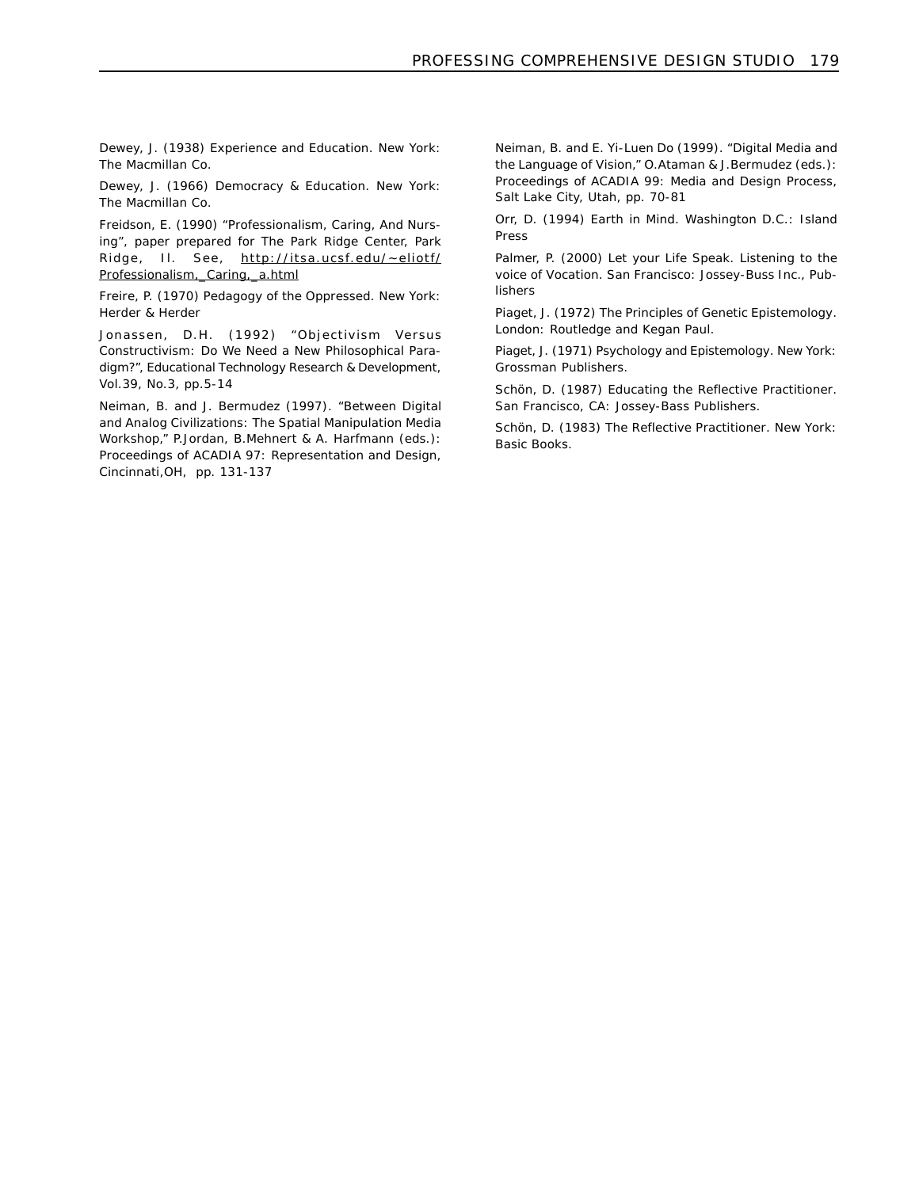Dewey, J. (1938) Experience and Education. New York: The Macmillan Co.

Dewey, J. (1966) Democracy & Education. New York: The Macmillan Co.

Freidson, E. (1990) "Professionalism, Caring, And Nursing", paper prepared for The Park Ridge Center, Park Ridge, Il. See, http://itsa.ucsf.edu/~eliotf/Professionalism,_Caring,_a.html

Freire, P. (1970) Pedagogy of the Oppressed. New York: Herder & Herder

Jonassen, D.H. (1992) "Objectivism Versus Constructivism: Do We Need a New Philosophical Paradigm?", Educational Technology Research & Development, Vol.39, No.3, pp.5-14

Neiman, B. and J. Bermudez (1997). "Between Digital and Analog Civilizations: The Spatial Manipulation Media Workshop," P.Jordan, B.Mehnert & A. Harfmann (eds.): Proceedings of ACADIA 97: Representation and Design, Cincinnati,OH, pp. 131-137

Neiman, B. and E. Yi-Luen Do (1999). "Digital Media and the Language of Vision," O.Ataman & J.Bermudez (eds.): Proceedings of ACADIA 99: Media and Design Process, Salt Lake City, Utah, pp. 70-81

Orr, D. (1994) Earth in Mind. Washington D.C.: Island Press

Palmer, P. (2000) Let your Life Speak. Listening to the voice of Vocation. San Francisco: Jossey-Buss Inc., Publishers

Piaget, J. (1972) The Principles of Genetic Epistemology. London: Routledge and Kegan Paul.

Piaget, J. (1971) Psychology and Epistemology. New York: Grossman Publishers.

Schön, D. (1987) Educating the Reflective Practitioner. San Francisco, CA: Jossey-Bass Publishers.

Schön, D. (1983) The Reflective Practitioner. New York: Basic Books.